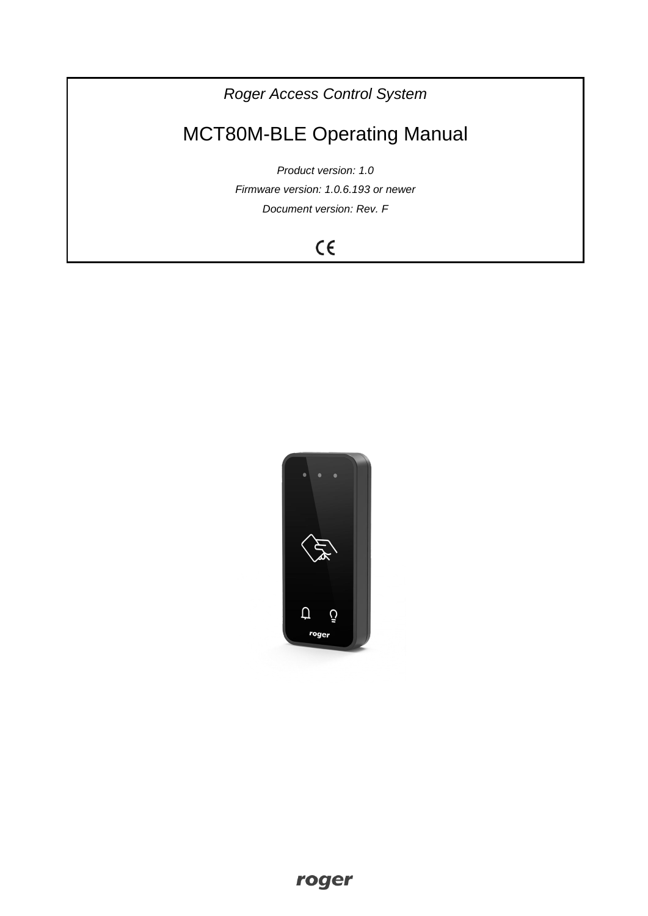*Roger Access Control System*

# MCT80M-BLE Operating Manual

*Product version: 1.0*

*Firmware version: 1.0.6.193 or newer*

*Document version: Rev. F*

CE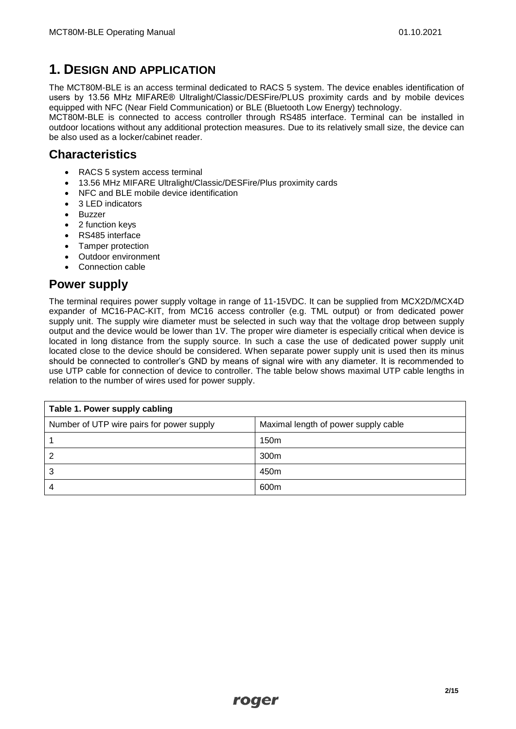# 1. DESIGN AND APPLICATION

The MCT80M-BLE is an access terminal dedicated to RACS 5 system. The device enables identification of users by 13.56 MHz MIFARE® Ultralight/Classic/DESFire/PLUS proximity cards and by mobile devices equipped with NFC (Near Field Communication) or BLE (Bluetooth Low Energy) technology.

MCT80M-BLE is connected to access controller through RS485 interface. Terminal can be installed in outdoor locations without any additional protection measures. Due to its relatively small size, the device can be also used as a locker/cabinet reader.

## Characteristics

- RACS 5 system access terminal
- 13.56 MHz MIFARE Ultralight/Classic/DESFire/Plus proximity cards
- NFC and BLE mobile device identification
- 3 LED indicators
- Buzzer
- 2 function keys
- RS485 interface
- Tamper protection
- Outdoor environment
- Connection cable

## Power supply

The terminal requires power supply voltage in range of 11-15VDC. It can be supplied from MCX2D/MCX4D expander of MC16-PAC-KIT, from MC16 access controller (e.g. TML output) or from dedicated power supply unit. The supply wire diameter must be selected in such way that the voltage drop between supply output and the device would be lower than 1V. The proper wire diameter is especially critical when device is located in long distance from the supply source. In such a case the use of dedicated power supply unit located close to the device should be considered. When separate power supply unit is used then its minus should be connected to controller's GND by means of signal wire with any diameter. It is recommended to use UTP cable for connection of device to controller. The table below shows maximal UTP cable lengths in relation to the number of wires used for power supply.

**Table 1. Power supply cabling**

| Number of UTP wire pairs for power supply | Maximal length of power supply cable |
|---|---|
| 1 | 150m |
| 2 | 300m |
| 3 | 450m |
| 4 | 600m |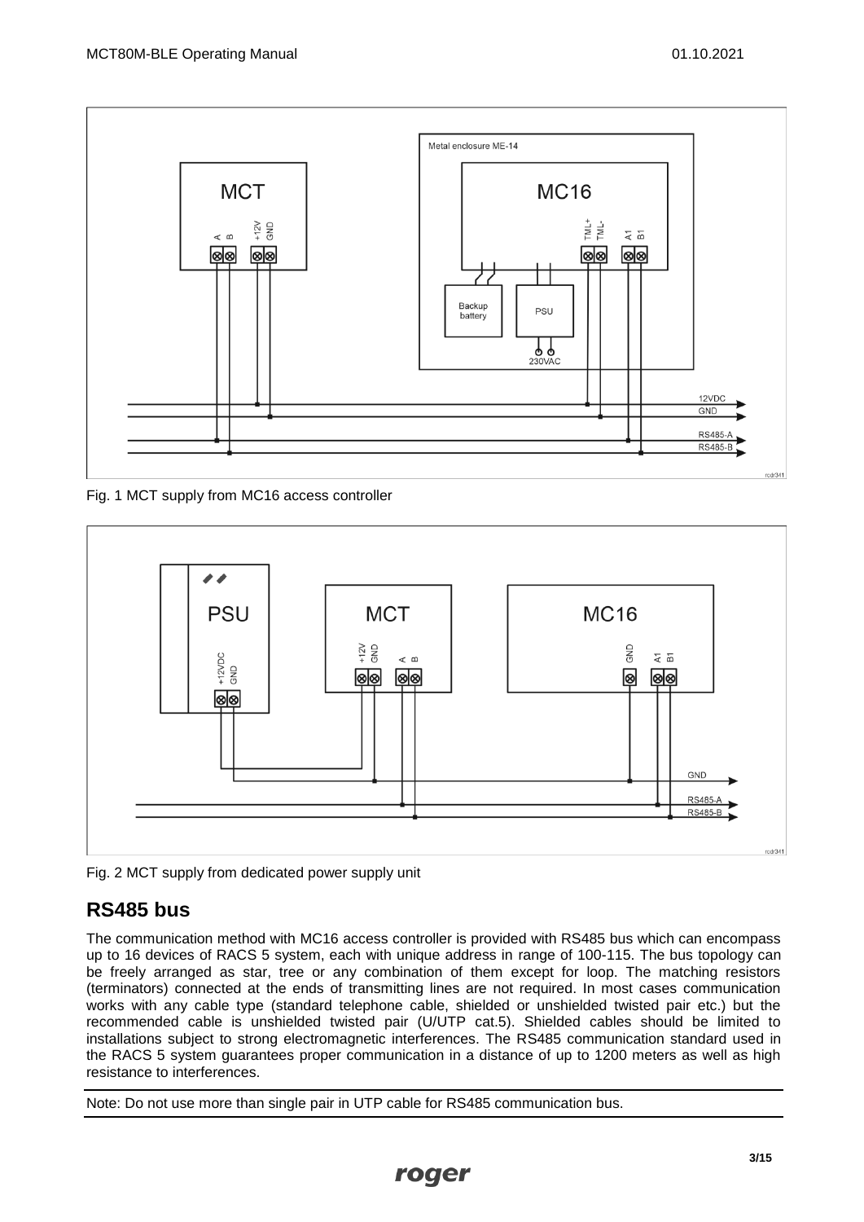Fig. 1 MCT supply from MC16 access controller

Fig. 2 MCT supply from dedicated power supply unit

## RS485 bus

The communication method with MC16 access controller is provided with RS485 bus which can encompass up to 16 devices of RACS 5 system, each with unique address in range of 100-115. The bus topology can be freely arranged as star, tree or any combination of them except for loop. The matching resistors (terminators) connected at the ends of transmitting lines are not required. In most cases communication works with any cable type (standard telephone cable, shielded or unshielded twisted pair etc.) but the recommended cable is unshielded twisted pair (U/UTP cat.5). Shielded cables should be limited to installations subject to strong electromagnetic interferences. The RS485 communication standard used in the RACS 5 system guarantees proper communication in a distance of up to 1200 meters as well as high resistance to interferences.

Note: Do not use more than single pair in UTP cable for RS485 communication bus.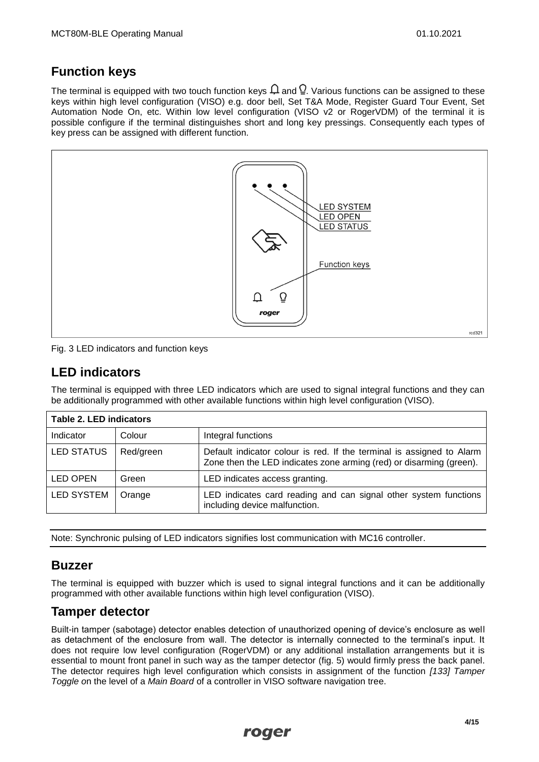## Function keys

The terminal is equipped with two touch function keys 🔔 and 💡. Various functions can be assigned to these keys within high level configuration (VISO) e.g. door bell, Set T&A Mode, Register Guard Tour Event, Set Automation Node On, etc. Within low level configuration (VISO v2 or RogerVDM) of the terminal it is possible configure if the terminal distinguishes short and long key pressings. Consequently each types of key press can be assigned with different function.

Fig. 3 LED indicators and function keys

## LED indicators

The terminal is equipped with three LED indicators which are used to signal integral functions and they can be additionally programmed with other available functions within high level configuration (VISO).

**Table 2. LED indicators**

| Indicator | Colour | Integral functions |
|---|---|---|
| LED STATUS | Red/green | Default indicator colour is red. If the terminal is assigned to Alarm Zone then the LED indicates zone arming (red) or disarming (green). |
| LED OPEN | Green | LED indicates access granting. |
| LED SYSTEM | Orange | LED indicates card reading and can signal other system functions including device malfunction. |

Note: Synchronic pulsing of LED indicators signifies lost communication with MC16 controller.

## Buzzer

The terminal is equipped with buzzer which is used to signal integral functions and it can be additionally programmed with other available functions within high level configuration (VISO).

## Tamper detector

Built-in tamper (sabotage) detector enables detection of unauthorized opening of device's enclosure as well as detachment of the enclosure from wall. The detector is internally connected to the terminal's input. It does not require low level configuration (RogerVDM) or any additional installation arrangements but it is essential to mount front panel in such way as the tamper detector (fig. 5) would firmly press the back panel. The detector requires high level configuration which consists in assignment of the function *[133] Tamper Toggle* on the level of a *Main Board* of a controller in VISO software navigation tree.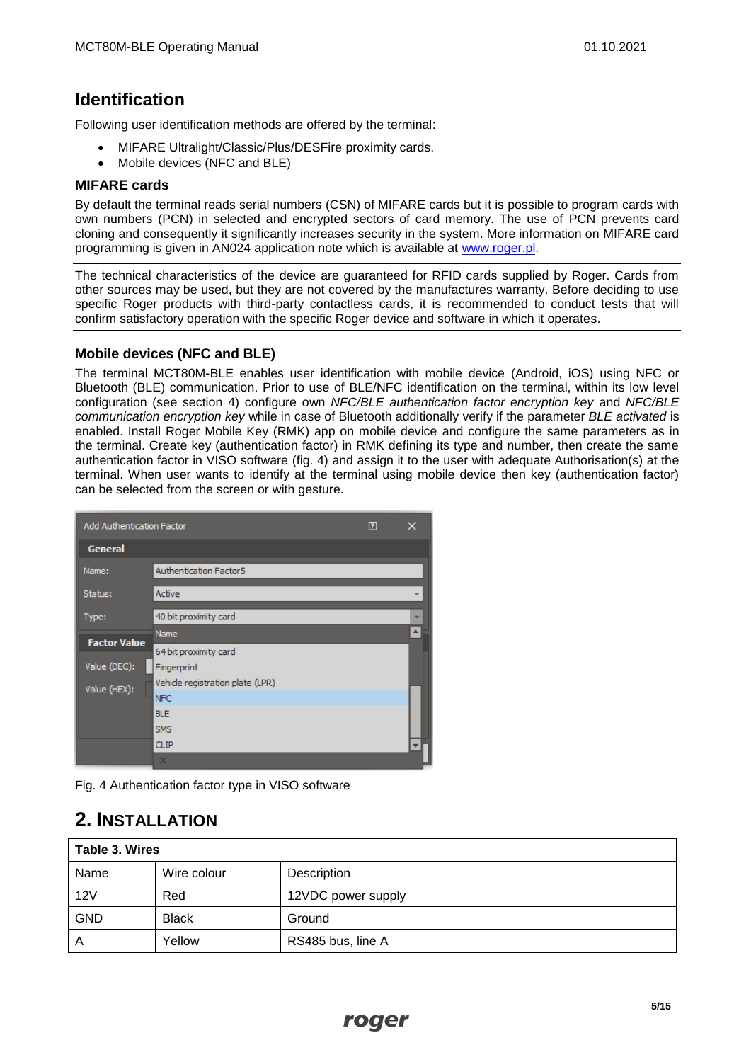## Identification

Following user identification methods are offered by the terminal:

- MIFARE Ultralight/Classic/Plus/DESFire proximity cards.
- Mobile devices (NFC and BLE)

### MIFARE cards

By default the terminal reads serial numbers (CSN) of MIFARE cards but it is possible to program cards with own numbers (PCN) in selected and encrypted sectors of card memory. The use of PCN prevents card cloning and consequently it significantly increases security in the system. More information on MIFARE card programming is given in AN024 application note which is available at www.roger.pl.

The technical characteristics of the device are guaranteed for RFID cards supplied by Roger. Cards from other sources may be used, but they are not covered by the manufactures warranty. Before deciding to use specific Roger products with third-party contactless cards, it is recommended to conduct tests that will confirm satisfactory operation with the specific Roger device and software in which it operates.

### Mobile devices (NFC and BLE)

The terminal MCT80M-BLE enables user identification with mobile device (Android, iOS) using NFC or Bluetooth (BLE) communication. Prior to use of BLE/NFC identification on the terminal, within its low level configuration (see section 4) configure own *NFC/BLE authentication factor encryption key* and *NFC/BLE communication encryption key* while in case of Bluetooth additionally verify if the parameter *BLE activated* is enabled. Install Roger Mobile Key (RMK) app on mobile device and configure the same parameters as in the terminal. Create key (authentication factor) in RMK defining its type and number, then create the same authentication factor in VISO software (fig. 4) and assign it to the user with adequate Authorisation(s) at the terminal. When user wants to identify at the terminal using mobile device then key (authentication factor) can be selected from the screen or with gesture.

Fig. 4 Authentication factor type in VISO software

# 2. INSTALLATION

| Table 3. Wires | | |
|---|---|---|
| Name | Wire colour | Description |
| 12V | Red | 12VDC power supply |
| GND | Black | Ground |
| A | Yellow | RS485 bus, line A |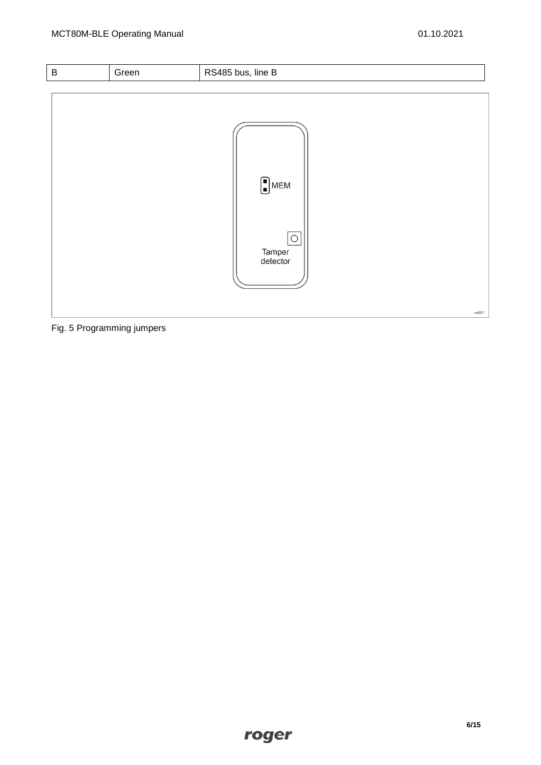| B | Green | RS485 bus, line B |
|---|---|---|

MEM

Tamper detector

Fig. 5 Programming jumpers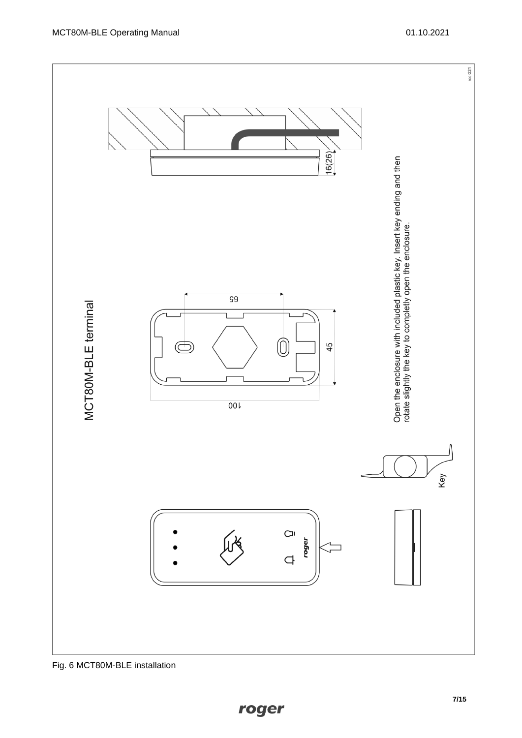MCT80M-BLE terminal

16(26)

65

45

100

Open the enclosure with included plastic key. Insert key ending and then rotate slightly the key to completly open the enclosure.

Key

Fig. 6 MCT80M-BLE installation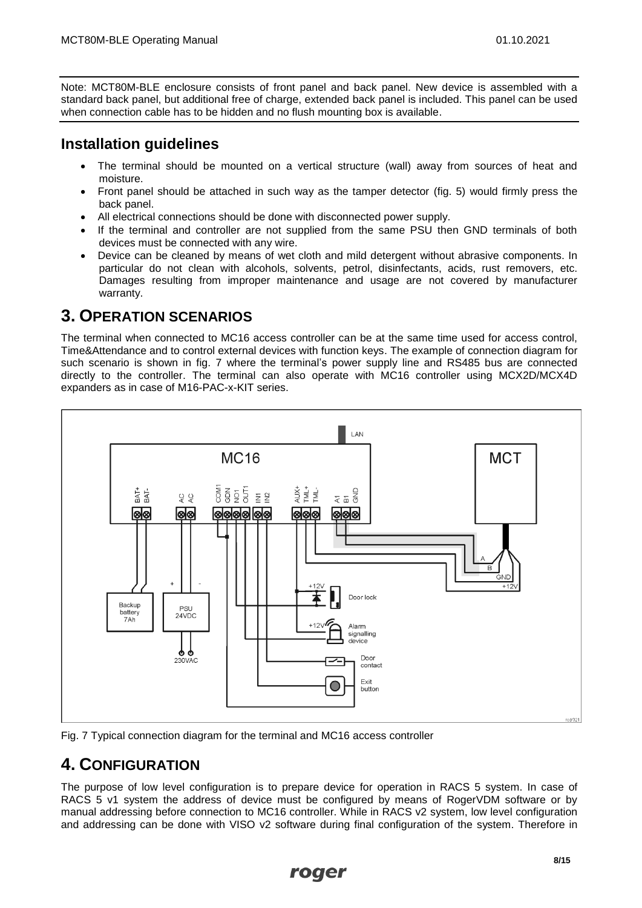Note: MCT80M-BLE enclosure consists of front panel and back panel. New device is assembled with a standard back panel, but additional free of charge, extended back panel is included. This panel can be used when connection cable has to be hidden and no flush mounting box is available.

## Installation guidelines

- The terminal should be mounted on a vertical structure (wall) away from sources of heat and moisture.
- Front panel should be attached in such way as the tamper detector (fig. 5) would firmly press the back panel.
- All electrical connections should be done with disconnected power supply.
- If the terminal and controller are not supplied from the same PSU then GND terminals of both devices must be connected with any wire.
- Device can be cleaned by means of wet cloth and mild detergent without abrasive components. In particular do not clean with alcohols, solvents, petrol, disinfectants, acids, rust removers, etc. Damages resulting from improper maintenance and usage are not covered by manufacturer warranty.

# 3. OPERATION SCENARIOS

The terminal when connected to MC16 access controller can be at the same time used for access control, Time&Attendance and to control external devices with function keys. The example of connection diagram for such scenario is shown in fig. 7 where the terminal's power supply line and RS485 bus are connected directly to the controller. The terminal can also operate with MC16 controller using MCX2D/MCX4D expanders as in case of M16-PAC-x-KIT series.

Fig. 7 Typical connection diagram for the terminal and MC16 access controller

# 4. CONFIGURATION

The purpose of low level configuration is to prepare device for operation in RACS 5 system. In case of RACS 5 v1 system the address of device must be configured by means of RogerVDM software or by manual addressing before connection to MC16 controller. While in RACS v2 system, low level configuration and addressing can be done with VISO v2 software during final configuration of the system. Therefore in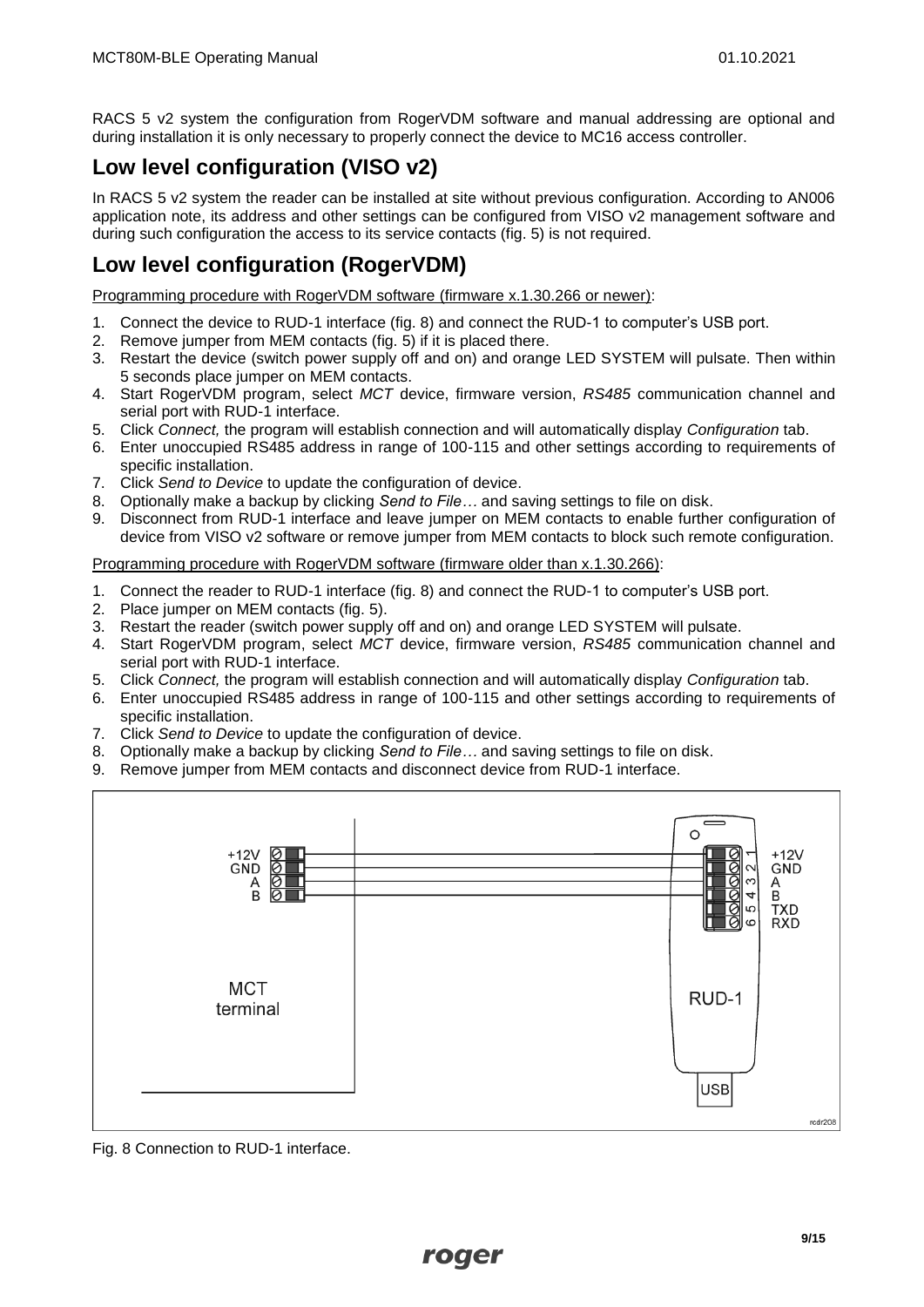RACS 5 v2 system the configuration from RogerVDM software and manual addressing are optional and during installation it is only necessary to properly connect the device to MC16 access controller.

## Low level configuration (VISO v2)

In RACS 5 v2 system the reader can be installed at site without previous configuration. According to AN006 application note, its address and other settings can be configured from VISO v2 management software and during such configuration the access to its service contacts (fig. 5) is not required.

## Low level configuration (RogerVDM)

Programming procedure with RogerVDM software (firmware x.1.30.266 or newer):

1. Connect the device to RUD-1 interface (fig. 8) and connect the RUD-1 to computer's USB port.
2. Remove jumper from MEM contacts (fig. 5) if it is placed there.
3. Restart the device (switch power supply off and on) and orange LED SYSTEM will pulsate. Then within 5 seconds place jumper on MEM contacts.
4. Start RogerVDM program, select *MCT* device, firmware version, *RS485* communication channel and serial port with RUD-1 interface.
5. Click *Connect,* the program will establish connection and will automatically display *Configuration* tab.
6. Enter unoccupied RS485 address in range of 100-115 and other settings according to requirements of specific installation.
7. Click *Send to Device* to update the configuration of device.
8. Optionally make a backup by clicking *Send to File…* and saving settings to file on disk.
9. Disconnect from RUD-1 interface and leave jumper on MEM contacts to enable further configuration of device from VISO v2 software or remove jumper from MEM contacts to block such remote configuration.

Programming procedure with RogerVDM software (firmware older than x.1.30.266):

1. Connect the reader to RUD-1 interface (fig. 8) and connect the RUD-1 to computer's USB port.
2. Place jumper on MEM contacts (fig. 5).
3. Restart the reader (switch power supply off and on) and orange LED SYSTEM will pulsate.
4. Start RogerVDM program, select *MCT* device, firmware version, *RS485* communication channel and serial port with RUD-1 interface.
5. Click *Connect,* the program will establish connection and will automatically display *Configuration* tab.
6. Enter unoccupied RS485 address in range of 100-115 and other settings according to requirements of specific installation.
7. Click *Send to Device* to update the configuration of device.
8. Optionally make a backup by clicking *Send to File…* and saving settings to file on disk.
9. Remove jumper from MEM contacts and disconnect device from RUD-1 interface.

Fig. 8 Connection to RUD-1 interface.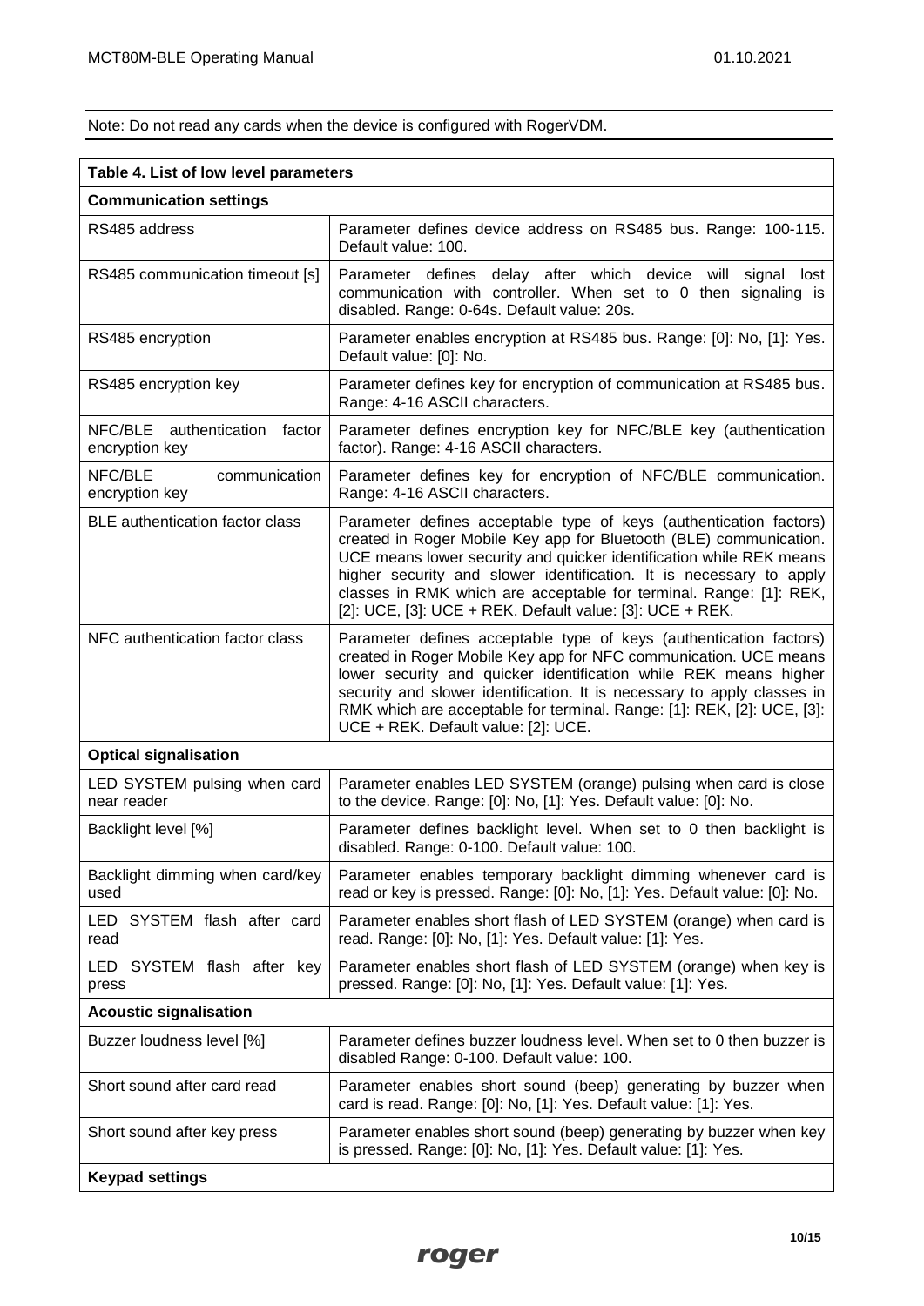Note: Do not read any cards when the device is configured with RogerVDM.

| Table 4. List of low level parameters | |
|---|---|
| **Communication settings** | |
| RS485 address | Parameter defines device address on RS485 bus. Range: 100-115. Default value: 100. |
| RS485 communication timeout [s] | Parameter defines delay after which device will signal lost communication with controller. When set to 0 then signaling is disabled. Range: 0-64s. Default value: 20s. |
| RS485 encryption | Parameter enables encryption at RS485 bus. Range: [0]: No, [1]: Yes. Default value: [0]: No. |
| RS485 encryption key | Parameter defines key for encryption of communication at RS485 bus. Range: 4-16 ASCII characters. |
| NFC/BLE authentication factor encryption key | Parameter defines encryption key for NFC/BLE key (authentication factor). Range: 4-16 ASCII characters. |
| NFC/BLE communication encryption key | Parameter defines key for encryption of NFC/BLE communication. Range: 4-16 ASCII characters. |
| BLE authentication factor class | Parameter defines acceptable type of keys (authentication factors) created in Roger Mobile Key app for Bluetooth (BLE) communication. UCE means lower security and quicker identification while REK means higher security and slower identification. It is necessary to apply classes in RMK which are acceptable for terminal. Range: [1]: REK, [2]: UCE, [3]: UCE + REK. Default value: [3]: UCE + REK. |
| NFC authentication factor class | Parameter defines acceptable type of keys (authentication factors) created in Roger Mobile Key app for NFC communication. UCE means lower security and quicker identification while REK means higher security and slower identification. It is necessary to apply classes in RMK which are acceptable for terminal. Range: [1]: REK, [2]: UCE, [3]: UCE + REK. Default value: [2]: UCE. |
| **Optical signalisation** | |
| LED SYSTEM pulsing when card near reader | Parameter enables LED SYSTEM (orange) pulsing when card is close to the device. Range: [0]: No, [1]: Yes. Default value: [0]: No. |
| Backlight level [%] | Parameter defines backlight level. When set to 0 then backlight is disabled. Range: 0-100. Default value: 100. |
| Backlight dimming when card/key used | Parameter enables temporary backlight dimming whenever card is read or key is pressed. Range: [0]: No, [1]: Yes. Default value: [0]: No. |
| LED SYSTEM flash after card read | Parameter enables short flash of LED SYSTEM (orange) when card is read. Range: [0]: No, [1]: Yes. Default value: [1]: Yes. |
| LED SYSTEM flash after key press | Parameter enables short flash of LED SYSTEM (orange) when key is pressed. Range: [0]: No, [1]: Yes. Default value: [1]: Yes. |
| **Acoustic signalisation** | |
| Buzzer loudness level [%] | Parameter defines buzzer loudness level. When set to 0 then buzzer is disabled Range: 0-100. Default value: 100. |
| Short sound after card read | Parameter enables short sound (beep) generating by buzzer when card is read. Range: [0]: No, [1]: Yes. Default value: [1]: Yes. |
| Short sound after key press | Parameter enables short sound (beep) generating by buzzer when key is pressed. Range: [0]: No, [1]: Yes. Default value: [1]: Yes. |
| **Keypad settings** | |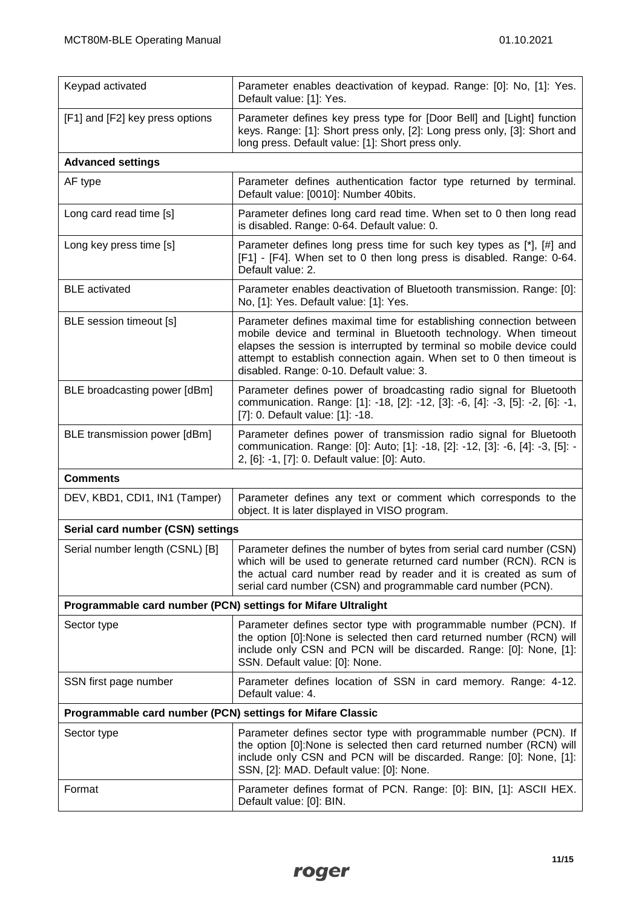| | |
|---|---|
| Keypad activated | Parameter enables deactivation of keypad. Range: [0]: No, [1]: Yes. Default value: [1]: Yes. |
| [F1] and [F2] key press options | Parameter defines key press type for [Door Bell] and [Light] function keys. Range: [1]: Short press only, [2]: Long press only, [3]: Short and long press. Default value: [1]: Short press only. |
| **Advanced settings** | |
| AF type | Parameter defines authentication factor type returned by terminal. Default value: [0010]: Number 40bits. |
| Long card read time [s] | Parameter defines long card read time. When set to 0 then long read is disabled. Range: 0-64. Default value: 0. |
| Long key press time [s] | Parameter defines long press time for such key types as [*], [#] and [F1] - [F4]. When set to 0 then long press is disabled. Range: 0-64. Default value: 2. |
| BLE activated | Parameter enables deactivation of Bluetooth transmission. Range: [0]: No, [1]: Yes. Default value: [1]: Yes. |
| BLE session timeout [s] | Parameter defines maximal time for establishing connection between mobile device and terminal in Bluetooth technology. When timeout elapses the session is interrupted by terminal so mobile device could attempt to establish connection again. When set to 0 then timeout is disabled. Range: 0-10. Default value: 3. |
| BLE broadcasting power [dBm] | Parameter defines power of broadcasting radio signal for Bluetooth communication. Range: [1]: -18, [2]: -12, [3]: -6, [4]: -3, [5]: -2, [6]: -1, [7]: 0. Default value: [1]: -18. |
| BLE transmission power [dBm] | Parameter defines power of transmission radio signal for Bluetooth communication. Range: [0]: Auto; [1]: -18, [2]: -12, [3]: -6, [4]: -3, [5]: -2, [6]: -1, [7]: 0. Default value: [0]: Auto. |
| **Comments** | |
| DEV, KBD1, CDI1, IN1 (Tamper) | Parameter defines any text or comment which corresponds to the object. It is later displayed in VISO program. |
| **Serial card number (CSN) settings** | |
| Serial number length (CSNL) [B] | Parameter defines the number of bytes from serial card number (CSN) which will be used to generate returned card number (RCN). RCN is the actual card number read by reader and it is created as sum of serial card number (CSN) and programmable card number (PCN). |
| **Programmable card number (PCN) settings for Mifare Ultralight** | |
| Sector type | Parameter defines sector type with programmable number (PCN). If the option [0]:None is selected then card returned number (RCN) will include only CSN and PCN will be discarded. Range: [0]: None, [1]: SSN. Default value: [0]: None. |
| SSN first page number | Parameter defines location of SSN in card memory. Range: 4-12. Default value: 4. |
| **Programmable card number (PCN) settings for Mifare Classic** | |
| Sector type | Parameter defines sector type with programmable number (PCN). If the option [0]:None is selected then card returned number (RCN) will include only CSN and PCN will be discarded. Range: [0]: None, [1]: SSN, [2]: MAD. Default value: [0]: None. |
| Format | Parameter defines format of PCN. Range: [0]: BIN, [1]: ASCII HEX. Default value: [0]: BIN. |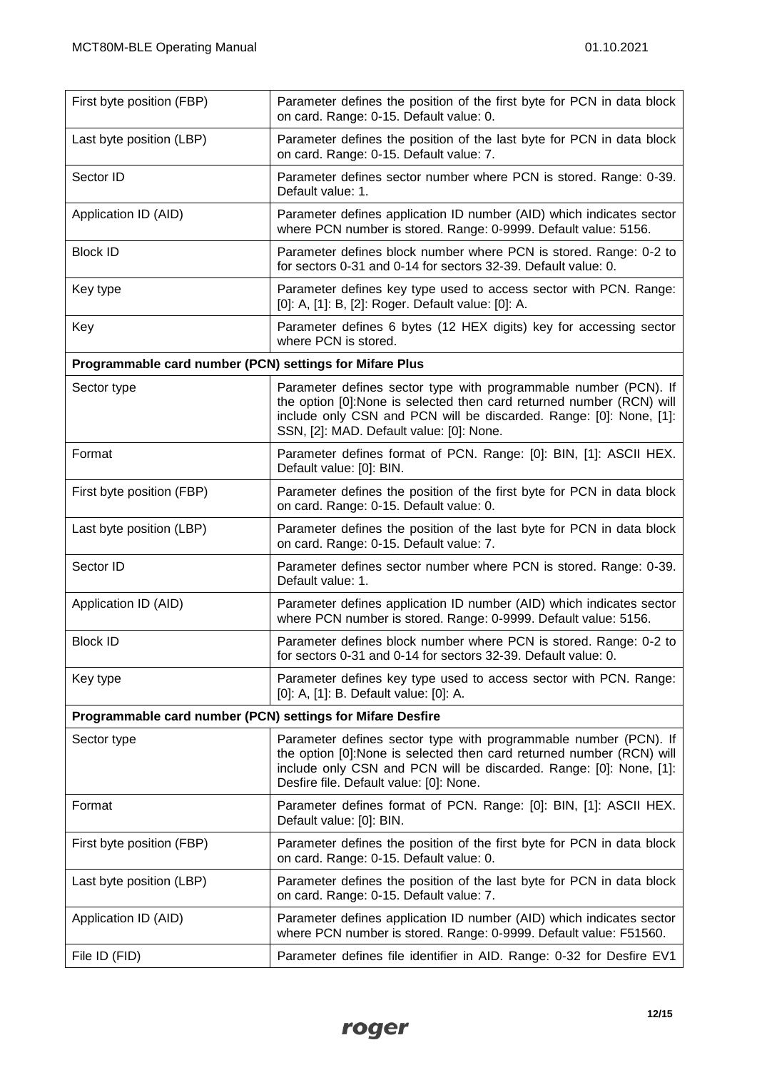| | |
|---|---|
| First byte position (FBP) | Parameter defines the position of the first byte for PCN in data block on card. Range: 0-15. Default value: 0. |
| Last byte position (LBP) | Parameter defines the position of the last byte for PCN in data block on card. Range: 0-15. Default value: 7. |
| Sector ID | Parameter defines sector number where PCN is stored. Range: 0-39. Default value: 1. |
| Application ID (AID) | Parameter defines application ID number (AID) which indicates sector where PCN number is stored. Range: 0-9999. Default value: 5156. |
| Block ID | Parameter defines block number where PCN is stored. Range: 0-2 to for sectors 0-31 and 0-14 for sectors 32-39. Default value: 0. |
| Key type | Parameter defines key type used to access sector with PCN. Range: [0]: A, [1]: B, [2]: Roger. Default value: [0]: A. |
| Key | Parameter defines 6 bytes (12 HEX digits) key for accessing sector where PCN is stored. |
| **Programmable card number (PCN) settings for Mifare Plus** | |
| Sector type | Parameter defines sector type with programmable number (PCN). If the option [0]:None is selected then card returned number (RCN) will include only CSN and PCN will be discarded. Range: [0]: None, [1]: SSN, [2]: MAD. Default value: [0]: None. |
| Format | Parameter defines format of PCN. Range: [0]: BIN, [1]: ASCII HEX. Default value: [0]: BIN. |
| First byte position (FBP) | Parameter defines the position of the first byte for PCN in data block on card. Range: 0-15. Default value: 0. |
| Last byte position (LBP) | Parameter defines the position of the last byte for PCN in data block on card. Range: 0-15. Default value: 7. |
| Sector ID | Parameter defines sector number where PCN is stored. Range: 0-39. Default value: 1. |
| Application ID (AID) | Parameter defines application ID number (AID) which indicates sector where PCN number is stored. Range: 0-9999. Default value: 5156. |
| Block ID | Parameter defines block number where PCN is stored. Range: 0-2 to for sectors 0-31 and 0-14 for sectors 32-39. Default value: 0. |
| Key type | Parameter defines key type used to access sector with PCN. Range: [0]: A, [1]: B. Default value: [0]: A. |
| **Programmable card number (PCN) settings for Mifare Desfire** | |
| Sector type | Parameter defines sector type with programmable number (PCN). If the option [0]:None is selected then card returned number (RCN) will include only CSN and PCN will be discarded. Range: [0]: None, [1]: Desfire file. Default value: [0]: None. |
| Format | Parameter defines format of PCN. Range: [0]: BIN, [1]: ASCII HEX. Default value: [0]: BIN. |
| First byte position (FBP) | Parameter defines the position of the first byte for PCN in data block on card. Range: 0-15. Default value: 0. |
| Last byte position (LBP) | Parameter defines the position of the last byte for PCN in data block on card. Range: 0-15. Default value: 7. |
| Application ID (AID) | Parameter defines application ID number (AID) which indicates sector where PCN number is stored. Range: 0-9999. Default value: F51560. |
| File ID (FID) | Parameter defines file identifier in AID. Range: 0-32 for Desfire EV1 |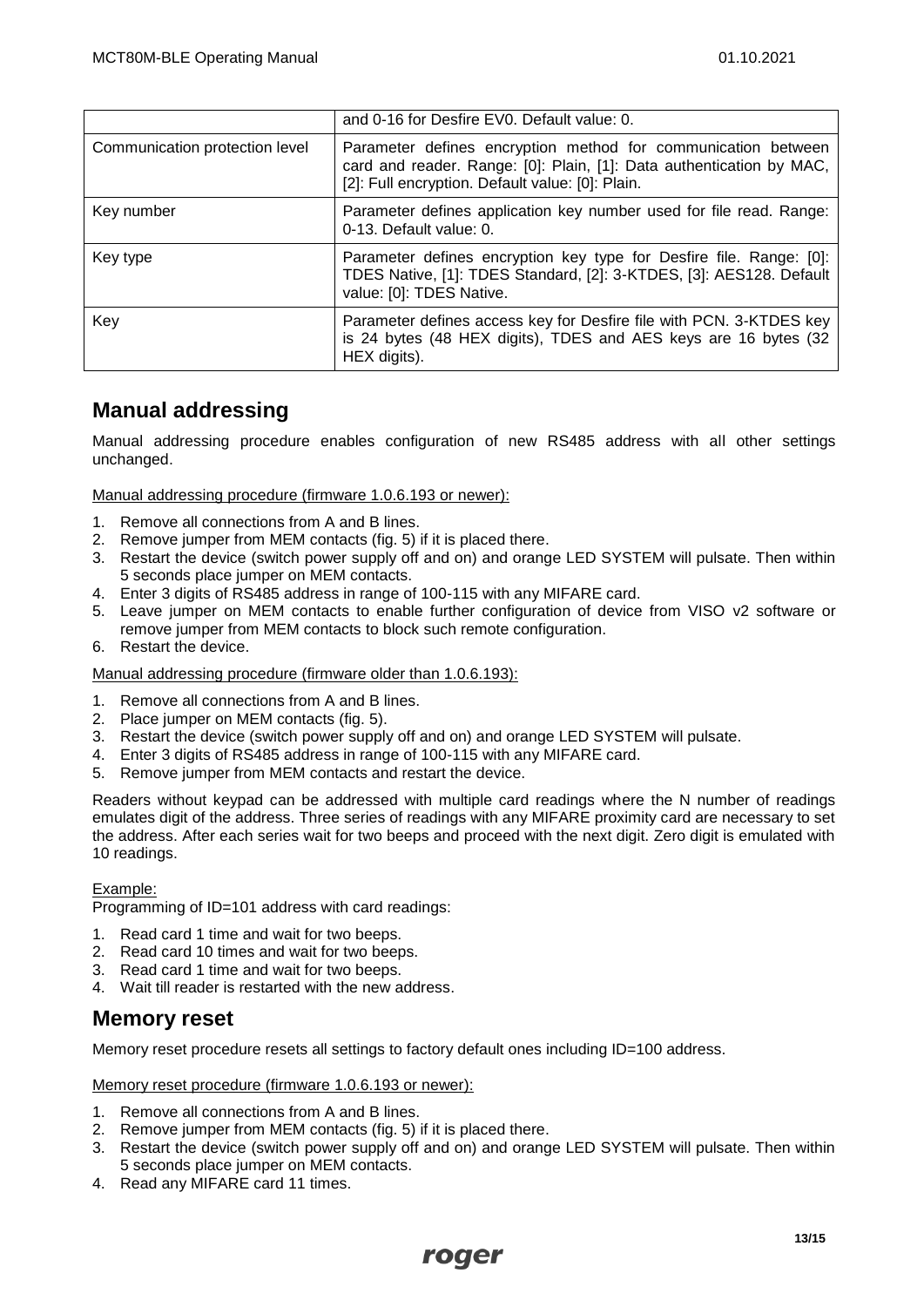|  | and 0-16 for Desfire EV0. Default value: 0. |
| --- | --- |
| Communication protection level | Parameter defines encryption method for communication between card and reader. Range: [0]: Plain, [1]: Data authentication by MAC, [2]: Full encryption. Default value: [0]: Plain. |
| Key number | Parameter defines application key number used for file read. Range: 0-13. Default value: 0. |
| Key type | Parameter defines encryption key type for Desfire file. Range: [0]: TDES Native, [1]: TDES Standard, [2]: 3-KTDES, [3]: AES128. Default value: [0]: TDES Native. |
| Key | Parameter defines access key for Desfire file with PCN. 3-KTDES key is 24 bytes (48 HEX digits), TDES and AES keys are 16 bytes (32 HEX digits). |

## Manual addressing

Manual addressing procedure enables configuration of new RS485 address with all other settings unchanged.

Manual addressing procedure (firmware 1.0.6.193 or newer):

1. Remove all connections from A and B lines.
2. Remove jumper from MEM contacts (fig. 5) if it is placed there.
3. Restart the device (switch power supply off and on) and orange LED SYSTEM will pulsate. Then within 5 seconds place jumper on MEM contacts.
4. Enter 3 digits of RS485 address in range of 100-115 with any MIFARE card.
5. Leave jumper on MEM contacts to enable further configuration of device from VISO v2 software or remove jumper from MEM contacts to block such remote configuration.
6. Restart the device.

Manual addressing procedure (firmware older than 1.0.6.193):

1. Remove all connections from A and B lines.
2. Place jumper on MEM contacts (fig. 5).
3. Restart the device (switch power supply off and on) and orange LED SYSTEM will pulsate.
4. Enter 3 digits of RS485 address in range of 100-115 with any MIFARE card.
5. Remove jumper from MEM contacts and restart the device.

Readers without keypad can be addressed with multiple card readings where the N number of readings emulates digit of the address. Three series of readings with any MIFARE proximity card are necessary to set the address. After each series wait for two beeps and proceed with the next digit. Zero digit is emulated with 10 readings.

Example:

Programming of ID=101 address with card readings:

1. Read card 1 time and wait for two beeps.
2. Read card 10 times and wait for two beeps.
3. Read card 1 time and wait for two beeps.
4. Wait till reader is restarted with the new address.

## Memory reset

Memory reset procedure resets all settings to factory default ones including ID=100 address.

Memory reset procedure (firmware 1.0.6.193 or newer):

1. Remove all connections from A and B lines.
2. Remove jumper from MEM contacts (fig. 5) if it is placed there.
3. Restart the device (switch power supply off and on) and orange LED SYSTEM will pulsate. Then within 5 seconds place jumper on MEM contacts.
4. Read any MIFARE card 11 times.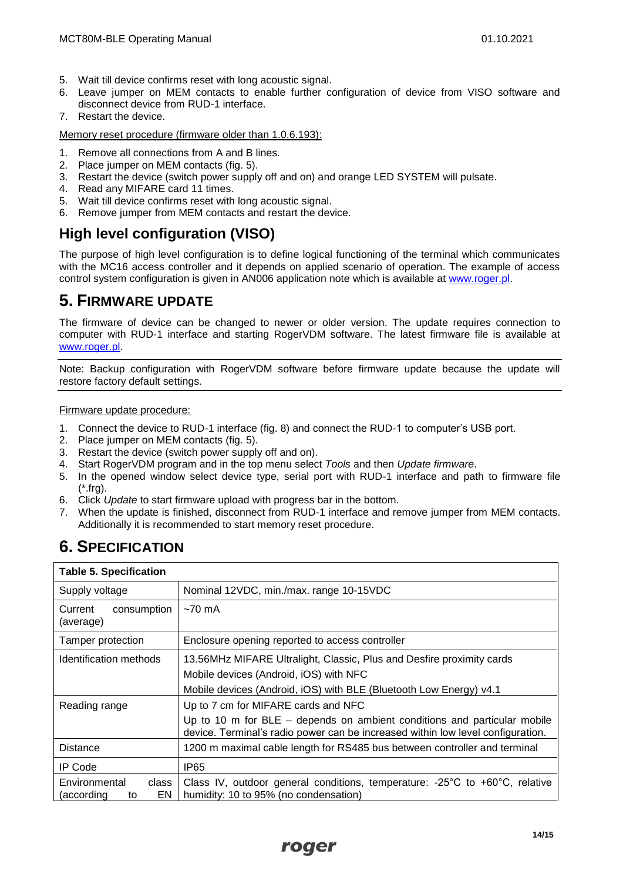5. Wait till device confirms reset with long acoustic signal.
6. Leave jumper on MEM contacts to enable further configuration of device from VISO software and disconnect device from RUD-1 interface.
7. Restart the device.

Memory reset procedure (firmware older than 1.0.6.193):

1. Remove all connections from A and B lines.
2. Place jumper on MEM contacts (fig. 5).
3. Restart the device (switch power supply off and on) and orange LED SYSTEM will pulsate.
4. Read any MIFARE card 11 times.
5. Wait till device confirms reset with long acoustic signal.
6. Remove jumper from MEM contacts and restart the device.

## High level configuration (VISO)

The purpose of high level configuration is to define logical functioning of the terminal which communicates with the MC16 access controller and it depends on applied scenario of operation. The example of access control system configuration is given in AN006 application note which is available at www.roger.pl.

# 5. FIRMWARE UPDATE

The firmware of device can be changed to newer or older version. The update requires connection to computer with RUD-1 interface and starting RogerVDM software. The latest firmware file is available at www.roger.pl.

Note: Backup configuration with RogerVDM software before firmware update because the update will restore factory default settings.

Firmware update procedure:

1. Connect the device to RUD-1 interface (fig. 8) and connect the RUD-1 to computer's USB port.
2. Place jumper on MEM contacts (fig. 5).
3. Restart the device (switch power supply off and on).
4. Start RogerVDM program and in the top menu select *Tools* and then *Update firmware*.
5. In the opened window select device type, serial port with RUD-1 interface and path to firmware file (*.frg).
6. Click *Update* to start firmware upload with progress bar in the bottom.
7. When the update is finished, disconnect from RUD-1 interface and remove jumper from MEM contacts. Additionally it is recommended to start memory reset procedure.

# 6. SPECIFICATION

| Table 5. Specification | |
|---|---|
| Supply voltage | Nominal 12VDC, min./max. range 10-15VDC |
| Current consumption (average) | ~70 mA |
| Tamper protection | Enclosure opening reported to access controller |
| Identification methods | 13.56MHz MIFARE Ultralight, Classic, Plus and Desfire proximity cards<br>Mobile devices (Android, iOS) with NFC<br>Mobile devices (Android, iOS) with BLE (Bluetooth Low Energy) v4.1 |
| Reading range | Up to 7 cm for MIFARE cards and NFC<br>Up to 10 m for BLE – depends on ambient conditions and particular mobile device. Terminal's radio power can be increased within low level configuration. |
| Distance | 1200 m maximal cable length for RS485 bus between controller and terminal |
| IP Code | IP65 |
| Environmental class (according to EN | Class IV, outdoor general conditions, temperature: -25°C to +60°C, relative humidity: 10 to 95% (no condensation) |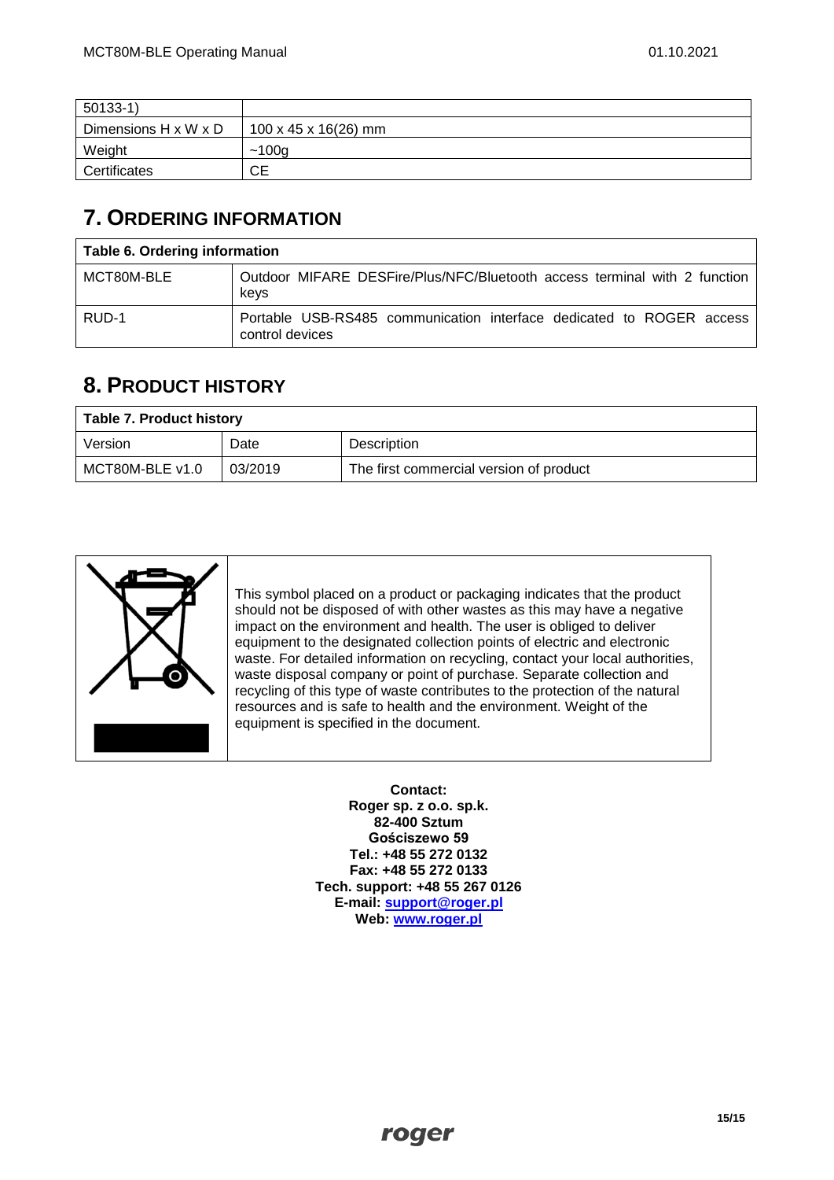| | |
|---|---|
| 50133-1) | |
| Dimensions H x W x D | 100 x 45 x 16(26) mm |
| Weight | ~100g |
| Certificates | CE |

# 7. ORDERING INFORMATION

| Table 6. Ordering information | |
|---|---|
| MCT80M-BLE | Outdoor MIFARE DESFire/Plus/NFC/Bluetooth access terminal with 2 function keys |
| RUD-1 | Portable USB-RS485 communication interface dedicated to ROGER access control devices |

# 8. PRODUCT HISTORY

**Table 7. Product history**

| Version | Date | Description |
|---|---|---|
| MCT80M-BLE v1.0 | 03/2019 | The first commercial version of product |

This symbol placed on a product or packaging indicates that the product should not be disposed of with other wastes as this may have a negative impact on the environment and health. The user is obliged to deliver equipment to the designated collection points of electric and electronic waste. For detailed information on recycling, contact your local authorities, waste disposal company or point of purchase. Separate collection and recycling of this type of waste contributes to the protection of the natural resources and is safe to health and the environment. Weight of the equipment is specified in the document.

**Contact:**
**Roger sp. z o.o. sp.k.**
**82-400 Sztum**
**Gościszewo 59**
**Tel.: +48 55 272 0132**
**Fax: +48 55 272 0133**
**Tech. support: +48 55 267 0126**
**E-mail: support@roger.pl**
**Web: www.roger.pl**